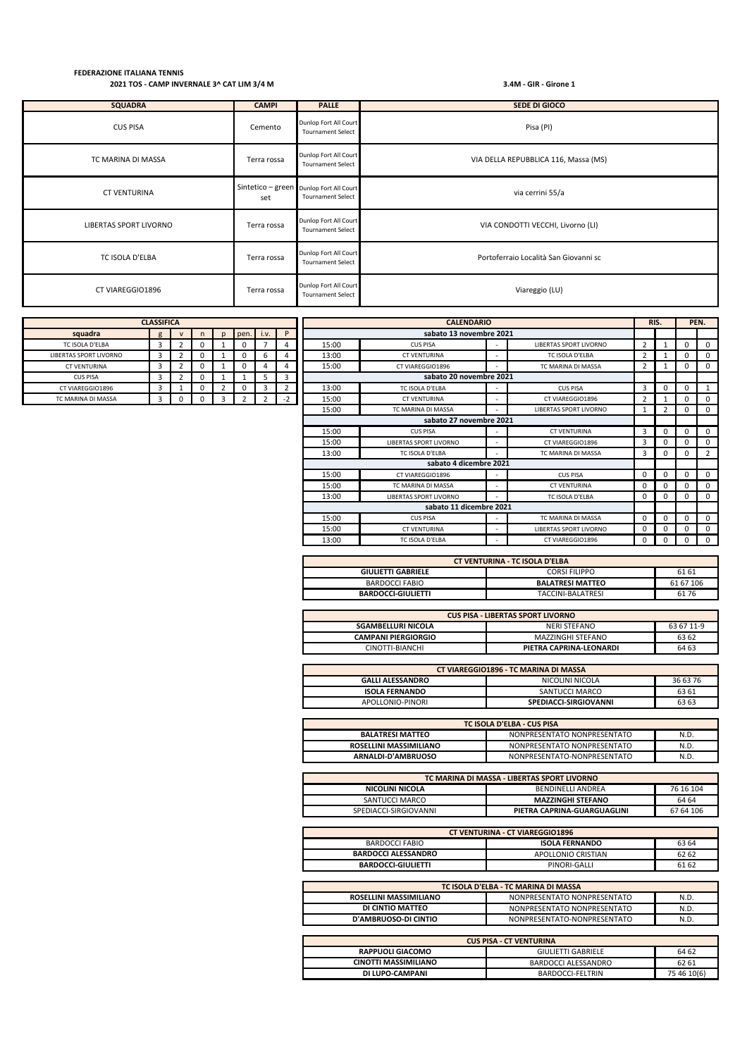**FEDERAZIONE ITALIANA TENNIS**

**2021 TOS - CAMP INVERNALE 3^ CAT LIM 3/4 M**

**3.4M - GIR - Girone 1**

| SQUADRA | CAMPI | PALLE | SEDE DI GIOCO |
|---|---|---|---|
| CUS PISA | Cemento | Dunlop Fort All Court Tournament Select | Pisa (PI) |
| TC MARINA DI MASSA | Terra rossa | Dunlop Fort All Court Tournament Select | VIA DELLA REPUBBLICA 116, Massa (MS) |
| CT VENTURINA | Sintetico – green set | Dunlop Fort All Court Tournament Select | via cerrini 55/a |
| LIBERTAS SPORT LIVORNO | Terra rossa | Dunlop Fort All Court Tournament Select | VIA CONDOTTI VECCHI, Livorno (LI) |
| TC ISOLA D'ELBA | Terra rossa | Dunlop Fort All Court Tournament Select | Portoferraio Località San Giovanni sc |
| CT VIAREGGIO1896 | Terra rossa | Dunlop Fort All Court Tournament Select | Viareggio (LU) |

**CLASSIFICA**

| squadra | g | v | n | p | pen. | i.v. | P |
|---|---|---|---|---|---|---|---|
| TC ISOLA D'ELBA | 3 | 2 | 0 | 1 | 0 | 7 | 4 |
| LIBERTAS SPORT LIVORNO | 3 | 2 | 0 | 1 | 0 | 6 | 4 |
| CT VENTURINA | 3 | 2 | 0 | 1 | 0 | 4 | 4 |
| CUS PISA | 3 | 2 | 0 | 1 | 1 | 5 | 3 |
| CT VIAREGGIO1896 | 3 | 1 | 0 | 2 | 0 | 3 | 2 |
| TC MARINA DI MASSA | 3 | 0 | 0 | 3 | 2 | 2 | -2 |

**CALENDARIO**

| Ora | Casa | | Ospite | RIS. | | PEN. | |
|---|---|---|---|---|---|---|---|
| **sabato 13 novembre 2021** | | | | | | | |
| 15:00 | CUS PISA | - | LIBERTAS SPORT LIVORNO | 2 | 1 | 0 | 0 |
| 13:00 | CT VENTURINA | - | TC ISOLA D'ELBA | 2 | 1 | 0 | 0 |
| 15:00 | CT VIAREGGIO1896 | - | TC MARINA DI MASSA | 2 | 1 | 0 | 0 |
| **sabato 20 novembre 2021** | | | | | | | |
| 13:00 | TC ISOLA D'ELBA | - | CUS PISA | 3 | 0 | 0 | 1 |
| 15:00 | CT VENTURINA | - | CT VIAREGGIO1896 | 2 | 1 | 0 | 0 |
| 15:00 | TC MARINA DI MASSA | - | LIBERTAS SPORT LIVORNO | 1 | 2 | 0 | 0 |
| **sabato 27 novembre 2021** | | | | | | | |
| 15:00 | CUS PISA | - | CT VENTURINA | 3 | 0 | 0 | 0 |
| 15:00 | LIBERTAS SPORT LIVORNO | - | CT VIAREGGIO1896 | 3 | 0 | 0 | 0 |
| 13:00 | TC ISOLA D'ELBA | - | TC MARINA DI MASSA | 3 | 0 | 0 | 2 |
| **sabato 4 dicembre 2021** | | | | | | | |
| 15:00 | CT VIAREGGIO1896 | - | CUS PISA | 0 | 0 | 0 | 0 |
| 15:00 | TC MARINA DI MASSA | - | CT VENTURINA | 0 | 0 | 0 | 0 |
| 13:00 | LIBERTAS SPORT LIVORNO | - | TC ISOLA D'ELBA | 0 | 0 | 0 | 0 |
| **sabato 11 dicembre 2021** | | | | | | | |
| 15:00 | CUS PISA | - | TC MARINA DI MASSA | 0 | 0 | 0 | 0 |
| 15:00 | CT VENTURINA | - | LIBERTAS SPORT LIVORNO | 0 | 0 | 0 | 0 |
| 13:00 | TC ISOLA D'ELBA | - | CT VIAREGGIO1896 | 0 | 0 | 0 | 0 |

| CT VENTURINA - TC ISOLA D'ELBA | | |
|---|---|---|
| **GIULIETTI GABRIELE** | CORSI FILIPPO | 61 61 |
| BARDOCCI FABIO | **BALATRESI MATTEO** | 61 67 106 |
| **BARDOCCI-GIULIETTI** | TACCINI-BALATRESI | 61 76 |

| CUS PISA - LIBERTAS SPORT LIVORNO | | |
|---|---|---|
| **SGAMBELLURI NICOLA** | NERI STEFANO | 63 67 11-9 |
| **CAMPANI PIERGIORGIO** | MAZZINGHI STEFANO | 63 62 |
| CINOTTI-BIANCHI | **PIETRA CAPRINA-LEONARDI** | 64 63 |

| CT VIAREGGIO1896 - TC MARINA DI MASSA | | |
|---|---|---|
| **GALLI ALESSANDRO** | NICOLINI NICOLA | 36 63 76 |
| **ISOLA FERNANDO** | SANTUCCI MARCO | 63 61 |
| APOLLONIO-PINORI | **SPEDIACCI-SIRGIOVANNI** | 63 63 |

| TC ISOLA D'ELBA - CUS PISA | | |
|---|---|---|
| **BALATRESI MATTEO** | NONPRESENTATO NONPRESENTATO | N.D. |
| **ROSELLINI MASSIMILIANO** | NONPRESENTATO NONPRESENTATO | N.D. |
| **ARNALDI-D'AMBRUOSO** | NONPRESENTATO-NONPRESENTATO | N.D. |

| TC MARINA DI MASSA - LIBERTAS SPORT LIVORNO | | |
|---|---|---|
| **NICOLINI NICOLA** | BENDINELLI ANDREA | 76 16 104 |
| SANTUCCI MARCO | **MAZZINGHI STEFANO** | 64 64 |
| SPEDIACCI-SIRGIOVANNI | **PIETRA CAPRINA-GUARGUAGLINI** | 67 64 106 |

| CT VENTURINA - CT VIAREGGIO1896 | | |
|---|---|---|
| BARDOCCI FABIO | **ISOLA FERNANDO** | 63 64 |
| **BARDOCCI ALESSANDRO** | APOLLONIO CRISTIAN | 62 62 |
| **BARDOCCI-GIULIETTI** | PINORI-GALLI | 61 62 |

| TC ISOLA D'ELBA - TC MARINA DI MASSA | | |
|---|---|---|
| **ROSELLINI MASSIMILIANO** | NONPRESENTATO NONPRESENTATO | N.D. |
| **DI CINTIO MATTEO** | NONPRESENTATO NONPRESENTATO | N.D. |
| **D'AMBRUOSO-DI CINTIO** | NONPRESENTATO-NONPRESENTATO | N.D. |

| CUS PISA - CT VENTURINA | | |
|---|---|---|
| **RAPPUOLI GIACOMO** | GIULIETTI GABRIELE | 64 62 |
| **CINOTTI MASSIMILIANO** | BARDOCCI ALESSANDRO | 62 61 |
| **DI LUPO-CAMPANI** | BARDOCCI-FELTRIN | 75 46 10(6) |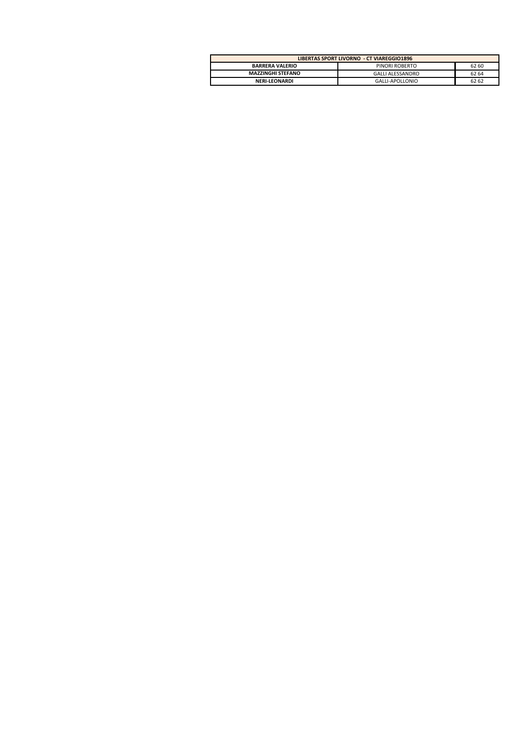| LIBERTAS SPORT LIVORNO - CT VIAREGGIO1896 | | |
|---|---|---|
| **BARRERA VALERIO** | PINORI ROBERTO | 62 60 |
| **MAZZINGHI STEFANO** | GALLI ALESSANDRO | 62 64 |
| **NERI-LEONARDI** | GALLI-APOLLONIO | 62 62 |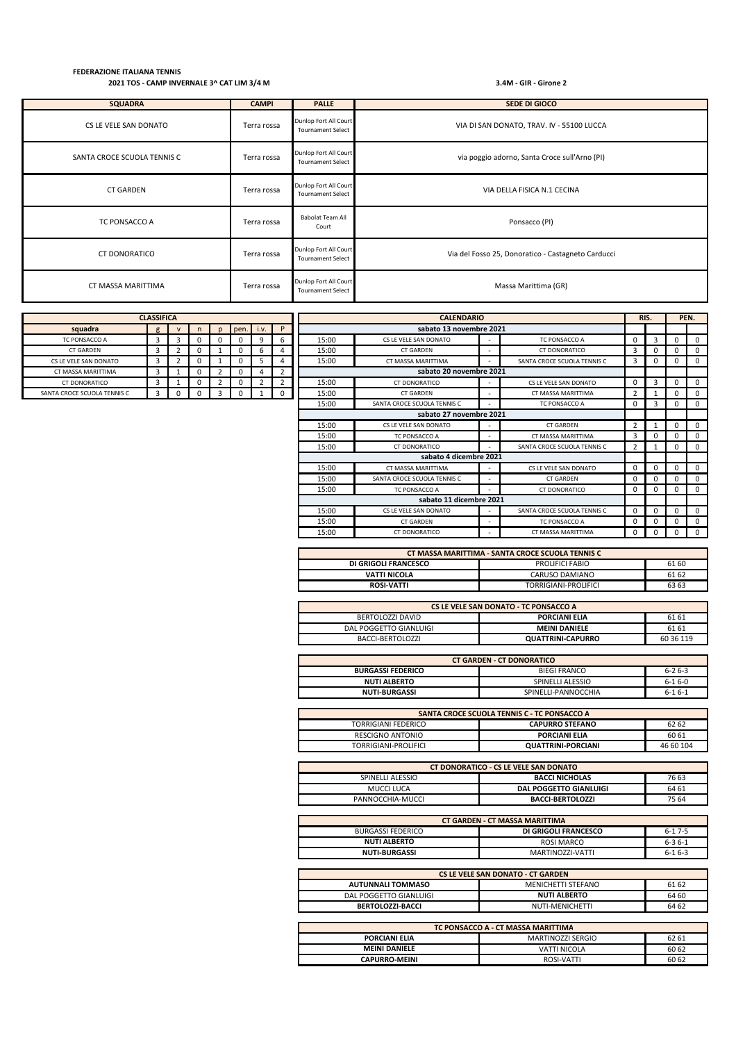**FEDERAZIONE ITALIANA TENNIS**

**2021 TOS - CAMP INVERNALE 3^ CAT LIM 3/4 M**

**3.4M - GIR - Girone 2**

| SQUADRA | CAMPI | PALLE | SEDE DI GIOCO |
|---|---|---|---|
| CS LE VELE SAN DONATO | Terra rossa | Dunlop Fort All Court Tournament Select | VIA DI SAN DONATO, TRAV. IV - 55100 LUCCA |
| SANTA CROCE SCUOLA TENNIS C | Terra rossa | Dunlop Fort All Court Tournament Select | via poggio adorno, Santa Croce sull'Arno (PI) |
| CT GARDEN | Terra rossa | Dunlop Fort All Court Tournament Select | VIA DELLA FISICA N.1 CECINA |
| TC PONSACCO A | Terra rossa | Babolat Team All Court | Ponsacco (PI) |
| CT DONORATICO | Terra rossa | Dunlop Fort All Court Tournament Select | Via del Fosso 25, Donoratico - Castagneto Carducci |
| CT MASSA MARITTIMA | Terra rossa | Dunlop Fort All Court Tournament Select | Massa Marittima (GR) |

**CLASSIFICA**

| squadra | g | v | n | p | pen. | i.v. | P |
|---|---|---|---|---|---|---|---|
| TC PONSACCO A | 3 | 3 | 0 | 0 | 0 | 9 | 6 |
| CT GARDEN | 3 | 2 | 0 | 1 | 0 | 6 | 4 |
| CS LE VELE SAN DONATO | 3 | 2 | 0 | 1 | 0 | 5 | 4 |
| CT MASSA MARITTIMA | 3 | 1 | 0 | 2 | 0 | 4 | 2 |
| CT DONORATICO | 3 | 1 | 0 | 2 | 0 | 2 | 2 |
| SANTA CROCE SCUOLA TENNIS C | 3 | 0 | 0 | 3 | 0 | 1 | 0 |

**CALENDARIO**

| | | | | RIS. | | PEN. | |
|---|---|---|---|---|---|---|---|
| **sabato 13 novembre 2021** | | | | | | | |
| 15:00 | CS LE VELE SAN DONATO | - | TC PONSACCO A | 0 | 3 | 0 | 0 |
| 15:00 | CT GARDEN | - | CT DONORATICO | 3 | 0 | 0 | 0 |
| 15:00 | CT MASSA MARITTIMA | - | SANTA CROCE SCUOLA TENNIS C | 3 | 0 | 0 | 0 |
| **sabato 20 novembre 2021** | | | | | | | |
| 15:00 | CT DONORATICO | - | CS LE VELE SAN DONATO | 0 | 3 | 0 | 0 |
| 15:00 | CT GARDEN | - | CT MASSA MARITTIMA | 2 | 1 | 0 | 0 |
| 15:00 | SANTA CROCE SCUOLA TENNIS C | - | TC PONSACCO A | 0 | 3 | 0 | 0 |
| **sabato 27 novembre 2021** | | | | | | | |
| 15:00 | CS LE VELE SAN DONATO | - | CT GARDEN | 2 | 1 | 0 | 0 |
| 15:00 | TC PONSACCO A | - | CT MASSA MARITTIMA | 3 | 0 | 0 | 0 |
| 15:00 | CT DONORATICO | - | SANTA CROCE SCUOLA TENNIS C | 2 | 1 | 0 | 0 |
| **sabato 4 dicembre 2021** | | | | | | | |
| 15:00 | CT MASSA MARITTIMA | - | CS LE VELE SAN DONATO | 0 | 0 | 0 | 0 |
| 15:00 | SANTA CROCE SCUOLA TENNIS C | - | CT GARDEN | 0 | 0 | 0 | 0 |
| 15:00 | TC PONSACCO A | - | CT DONORATICO | 0 | 0 | 0 | 0 |
| **sabato 11 dicembre 2021** | | | | | | | |
| 15:00 | CS LE VELE SAN DONATO | - | SANTA CROCE SCUOLA TENNIS C | 0 | 0 | 0 | 0 |
| 15:00 | CT GARDEN | - | TC PONSACCO A | 0 | 0 | 0 | 0 |
| 15:00 | CT DONORATICO | - | CT MASSA MARITTIMA | 0 | 0 | 0 | 0 |

| CT MASSA MARITTIMA - SANTA CROCE SCUOLA TENNIS C | | |
|---|---|---|
| **DI GRIGOLI FRANCESCO** | PROLIFICI FABIO | 61 60 |
| **VATTI NICOLA** | CARUSO DAMIANO | 61 62 |
| **ROSI-VATTI** | TORRIGIANI-PROLIFICI | 63 63 |

| CS LE VELE SAN DONATO - TC PONSACCO A | | |
|---|---|---|
| BERTOLOZZI DAVID | **PORCIANI ELIA** | 61 61 |
| DAL POGGETTO GIANLUIGI | **MEINI DANIELE** | 61 61 |
| BACCI-BERTOLOZZI | **QUATTRINI-CAPURRO** | 60 36 119 |

| CT GARDEN - CT DONORATICO | | |
|---|---|---|
| **BURGASSI FEDERICO** | BIEGI FRANCO | 6-2 6-3 |
| **NUTI ALBERTO** | SPINELLI ALESSIO | 6-1 6-0 |
| **NUTI-BURGASSI** | SPINELLI-PANNOCCHIA | 6-1 6-1 |

| SANTA CROCE SCUOLA TENNIS C - TC PONSACCO A | | |
|---|---|---|
| TORRIGIANI FEDERICO | **CAPURRO STEFANO** | 62 62 |
| RESCIGNO ANTONIO | **PORCIANI ELIA** | 60 61 |
| TORRIGIANI-PROLIFICI | **QUATTRINI-PORCIANI** | 46 60 104 |

| CT DONORATICO - CS LE VELE SAN DONATO | | |
|---|---|---|
| SPINELLI ALESSIO | **BACCI NICHOLAS** | 76 63 |
| MUCCI LUCA | **DAL POGGETTO GIANLUIGI** | 64 61 |
| PANNOCCHIA-MUCCI | **BACCI-BERTOLOZZI** | 75 64 |

| CT GARDEN - CT MASSA MARITTIMA | | |
|---|---|---|
| BURGASSI FEDERICO | **DI GRIGOLI FRANCESCO** | 6-1 7-5 |
| **NUTI ALBERTO** | ROSI MARCO | 6-3 6-1 |
| **NUTI-BURGASSI** | MARTINOZZI-VATTI | 6-1 6-3 |

| CS LE VELE SAN DONATO - CT GARDEN | | |
|---|---|---|
| **AUTUNNALI TOMMASO** | MENICHETTI STEFANO | 61 62 |
| DAL POGGETTO GIANLUIGI | **NUTI ALBERTO** | 64 60 |
| **BERTOLOZZI-BACCI** | NUTI-MENICHETTI | 64 62 |

| TC PONSACCO A - CT MASSA MARITTIMA | | |
|---|---|---|
| **PORCIANI ELIA** | MARTINOZZI SERGIO | 62 61 |
| **MEINI DANIELE** | VATTI NICOLA | 60 62 |
| **CAPURRO-MEINI** | ROSI-VATTI | 60 62 |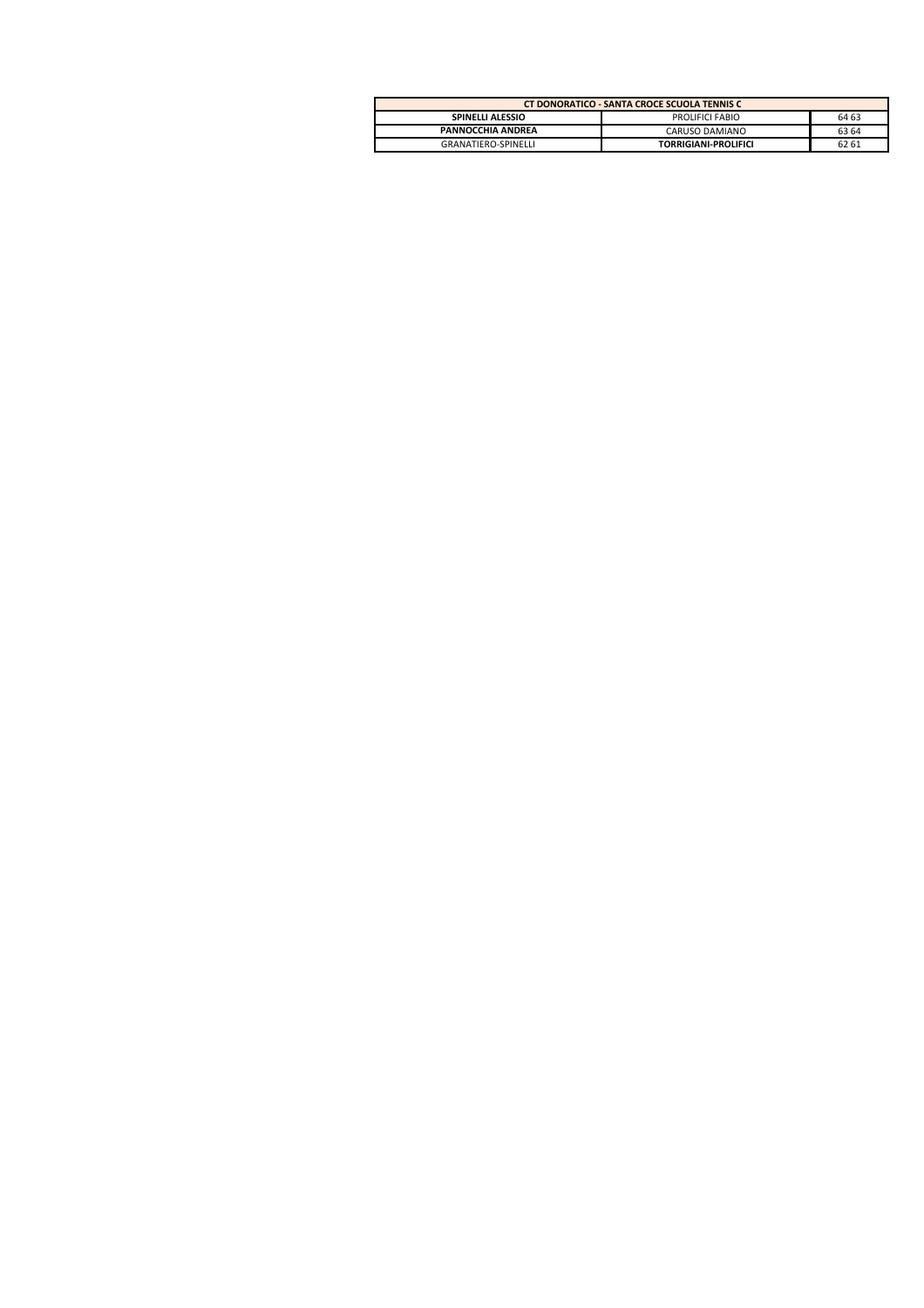| CT DONORATICO - SANTA CROCE SCUOLA TENNIS C | | |
|---|---|---|
| **SPINELLI ALESSIO** | PROLIFICI FABIO | 64 63 |
| **PANNOCCHIA ANDREA** | CARUSO DAMIANO | 63 64 |
| GRANATIERO-SPINELLI | **TORRIGIANI-PROLIFICI** | 62 61 |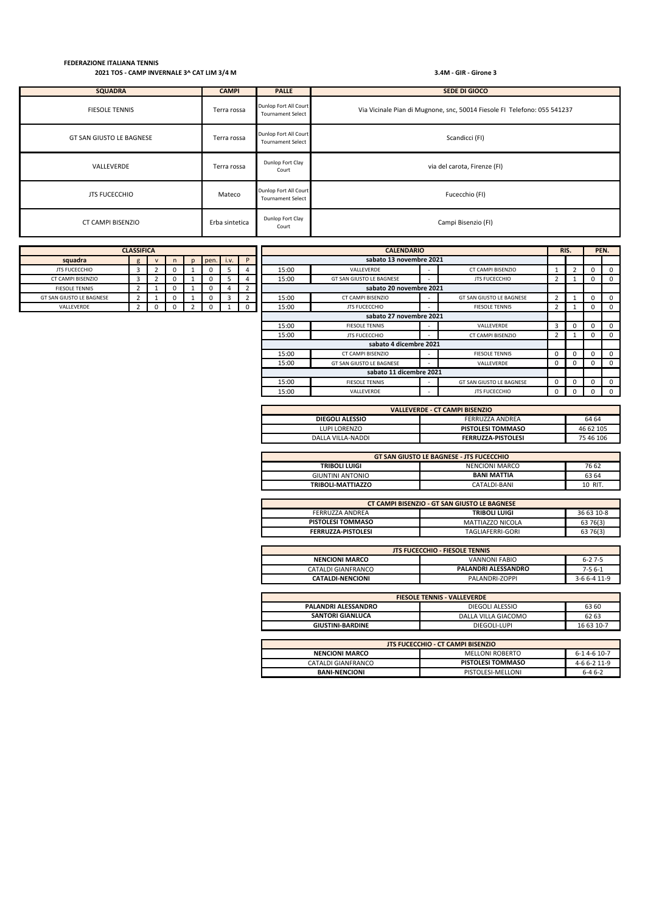**FEDERAZIONE ITALIANA TENNIS**

**2021 TOS - CAMP INVERNALE 3^ CAT LIM 3/4 M**

**3.4M - GIR - Girone 3**

| SQUADRA | CAMPI | PALLE | SEDE DI GIOCO |
|---|---|---|---|
| FIESOLE TENNIS | Terra rossa | Dunlop Fort All Court Tournament Select | Via Vicinale Pian di Mugnone, snc, 50014 Fiesole FI Telefono: 055 541237 |
| GT SAN GIUSTO LE BAGNESE | Terra rossa | Dunlop Fort All Court Tournament Select | Scandicci (FI) |
| VALLEVERDE | Terra rossa | Dunlop Fort Clay Court | via del carota, Firenze (FI) |
| JTS FUCECCHIO | Mateco | Dunlop Fort All Court Tournament Select | Fucecchio (FI) |
| CT CAMPI BISENZIO | Erba sintetica | Dunlop Fort Clay Court | Campi Bisenzio (FI) |

**CLASSIFICA**

| squadra | g | v | n | p | pen. | i.v. | P |
|---|---|---|---|---|---|---|---|
| JTS FUCECCHIO | 3 | 2 | 0 | 1 | 0 | 5 | 4 |
| CT CAMPI BISENZIO | 3 | 2 | 0 | 1 | 0 | 5 | 4 |
| FIESOLE TENNIS | 2 | 1 | 0 | 1 | 0 | 4 | 2 |
| GT SAN GIUSTO LE BAGNESE | 2 | 1 | 0 | 1 | 0 | 3 | 2 |
| VALLEVERDE | 2 | 0 | 0 | 2 | 0 | 1 | 0 |

**CALENDARIO**

| Ora | Casa | | Ospite | RIS. | | PEN. | |
|---|---|---|---|---|---|---|---|
| **sabato 13 novembre 2021** | | | | | | | |
| 15:00 | VALLEVERDE | - | CT CAMPI BISENZIO | 1 | 2 | 0 | 0 |
| 15:00 | GT SAN GIUSTO LE BAGNESE | - | JTS FUCECCHIO | 2 | 1 | 0 | 0 |
| **sabato 20 novembre 2021** | | | | | | | |
| 15:00 | CT CAMPI BISENZIO | - | GT SAN GIUSTO LE BAGNESE | 2 | 1 | 0 | 0 |
| 15:00 | JTS FUCECCHIO | - | FIESOLE TENNIS | 2 | 1 | 0 | 0 |
| **sabato 27 novembre 2021** | | | | | | | |
| 15:00 | FIESOLE TENNIS | - | VALLEVERDE | 3 | 0 | 0 | 0 |
| 15:00 | JTS FUCECCHIO | - | CT CAMPI BISENZIO | 2 | 1 | 0 | 0 |
| **sabato 4 dicembre 2021** | | | | | | | |
| 15:00 | CT CAMPI BISENZIO | - | FIESOLE TENNIS | 0 | 0 | 0 | 0 |
| 15:00 | GT SAN GIUSTO LE BAGNESE | - | VALLEVERDE | 0 | 0 | 0 | 0 |
| **sabato 11 dicembre 2021** | | | | | | | |
| 15:00 | FIESOLE TENNIS | - | GT SAN GIUSTO LE BAGNESE | 0 | 0 | 0 | 0 |
| 15:00 | VALLEVERDE | - | JTS FUCECCHIO | 0 | 0 | 0 | 0 |

| VALLEVERDE - CT CAMPI BISENZIO | | |
|---|---|---|
| **DIEGOLI ALESSIO** | FERRUZZA ANDREA | 64 64 |
| LUPI LORENZO | **PISTOLESI TOMMASO** | 46 62 105 |
| DALLA VILLA-NADDI | **FERRUZZA-PISTOLESI** | 75 46 106 |

| GT SAN GIUSTO LE BAGNESE - JTS FUCECCHIO | | |
|---|---|---|
| **TRIBOLI LUIGI** | NENCIONI MARCO | 76 62 |
| GIUNTINI ANTONIO | **BANI MATTIA** | 63 64 |
| **TRIBOLI-MATTIAZZO** | CATALDI-BANI | 10 RIT. |

| CT CAMPI BISENZIO - GT SAN GIUSTO LE BAGNESE | | |
|---|---|---|
| FERRUZZA ANDREA | **TRIBOLI LUIGI** | 36 63 10-8 |
| **PISTOLESI TOMMASO** | MATTIAZZO NICOLA | 63 76(3) |
| **FERRUZZA-PISTOLESI** | TAGLIAFERRI-GORI | 63 76(3) |

| JTS FUCECCHIO - FIESOLE TENNIS | | |
|---|---|---|
| **NENCIONI MARCO** | VANNONI FABIO | 6-2 7-5 |
| CATALDI GIANFRANCO | **PALANDRI ALESSANDRO** | 7-5 6-1 |
| **CATALDI-NENCIONI** | PALANDRI-ZOPPI | 3-6 6-4 11-9 |

| FIESOLE TENNIS - VALLEVERDE | | |
|---|---|---|
| **PALANDRI ALESSANDRO** | DIEGOLI ALESSIO | 63 60 |
| **SANTORI GIANLUCA** | DALLA VILLA GIACOMO | 62 63 |
| **GIUSTINI-BARDINE** | DIEGOLI-LUPI | 16 63 10-7 |

| JTS FUCECCHIO - CT CAMPI BISENZIO | | |
|---|---|---|
| **NENCIONI MARCO** | MELLONI ROBERTO | 6-1 4-6 10-7 |
| CATALDI GIANFRANCO | **PISTOLESI TOMMASO** | 4-6 6-2 11-9 |
| **BANI-NENCIONI** | PISTOLESI-MELLONI | 6-4 6-2 |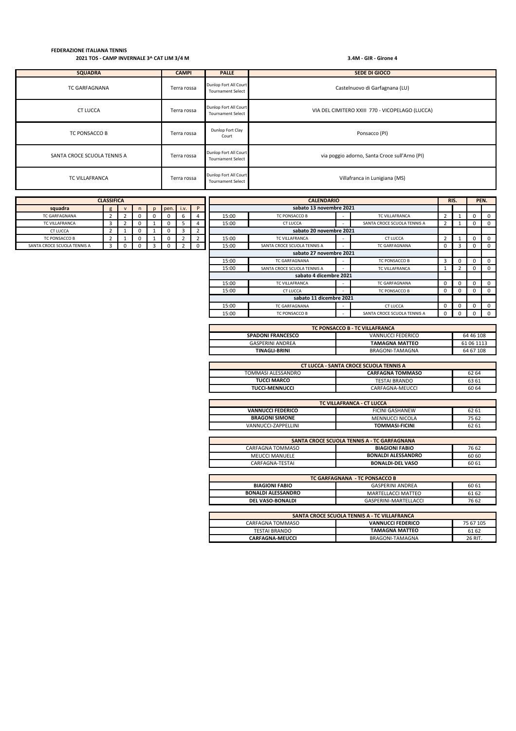**FEDERAZIONE ITALIANA TENNIS**

**2021 TOS - CAMP INVERNALE 3^ CAT LIM 3/4 M**

**3.4M - GIR - Girone 4**

| SQUADRA | CAMPI | PALLE | SEDE DI GIOCO |
|---|---|---|---|
| TC GARFAGNANA | Terra rossa | Dunlop Fort All Court Tournament Select | Castelnuovo di Garfagnana (LU) |
| CT LUCCA | Terra rossa | Dunlop Fort All Court Tournament Select | VIA DEL CIMITERO XXIII 770 - VICOPELAGO (LUCCA) |
| TC PONSACCO B | Terra rossa | Dunlop Fort Clay Court | Ponsacco (PI) |
| SANTA CROCE SCUOLA TENNIS A | Terra rossa | Dunlop Fort All Court Tournament Select | via poggio adorno, Santa Croce sull'Arno (PI) |
| TC VILLAFRANCA | Terra rossa | Dunlop Fort All Court Tournament Select | Villafranca in Lunigiana (MS) |

**CLASSIFICA**

| squadra | g | v | n | p | pen. | i.v. | P |
|---|---|---|---|---|---|---|---|
| TC GARFAGNANA | 2 | 2 | 0 | 0 | 0 | 6 | 4 |
| TC VILLAFRANCA | 3 | 2 | 0 | 1 | 0 | 5 | 4 |
| CT LUCCA | 2 | 1 | 0 | 1 | 0 | 3 | 2 |
| TC PONSACCO B | 2 | 1 | 0 | 1 | 0 | 2 | 2 |
| SANTA CROCE SCUOLA TENNIS A | 3 | 0 | 0 | 3 | 0 | 2 | 0 |

**CALENDARIO**

| Ora | Casa | | Ospite | RIS. | | PEN. | |
|---|---|---|---|---|---|---|---|
| **sabato 13 novembre 2021** | | | | | | | |
| 15:00 | TC PONSACCO B | - | TC VILLAFRANCA | 2 | 1 | 0 | 0 |
| 15:00 | CT LUCCA | - | SANTA CROCE SCUOLA TENNIS A | 2 | 1 | 0 | 0 |
| **sabato 20 novembre 2021** | | | | | | | |
| 15:00 | TC VILLAFRANCA | - | CT LUCCA | 2 | 1 | 0 | 0 |
| 15:00 | SANTA CROCE SCUOLA TENNIS A | - | TC GARFAGNANA | 0 | 3 | 0 | 0 |
| **sabato 27 novembre 2021** | | | | | | | |
| 15:00 | TC GARFAGNANA | - | TC PONSACCO B | 3 | 0 | 0 | 0 |
| 15:00 | SANTA CROCE SCUOLA TENNIS A | - | TC VILLAFRANCA | 1 | 2 | 0 | 0 |
| **sabato 4 dicembre 2021** | | | | | | | |
| 15:00 | TC VILLAFRANCA | - | TC GARFAGNANA | 0 | 0 | 0 | 0 |
| 15:00 | CT LUCCA | - | TC PONSACCO B | 0 | 0 | 0 | 0 |
| **sabato 11 dicembre 2021** | | | | | | | |
| 15:00 | TC GARFAGNANA | - | CT LUCCA | 0 | 0 | 0 | 0 |
| 15:00 | TC PONSACCO B | - | SANTA CROCE SCUOLA TENNIS A | 0 | 0 | 0 | 0 |

| TC PONSACCO B - TC VILLAFRANCA | | |
|---|---|---|
| **SPADONI FRANCESCO** | VANNUCCI FEDERICO | 64 46 108 |
| GASPERINI ANDREA | **TAMAGNA MATTEO** | 61 06 1113 |
| **TINAGLI-BRINI** | BRAGONI-TAMAGNA | 64 67 108 |

| CT LUCCA - SANTA CROCE SCUOLA TENNIS A | | |
|---|---|---|
| TOMMASI ALESSANDRO | **CARFAGNA TOMMASO** | 62 64 |
| **TUCCI MARCO** | TESTAI BRANDO | 63 61 |
| **TUCCI-MENNUCCI** | CARFAGNA-MEUCCI | 60 64 |

| TC VILLAFRANCA - CT LUCCA | | |
|---|---|---|
| **VANNUCCI FEDERICO** | FICINI GASHANEW | 62 61 |
| **BRAGONI SIMONE** | MENNUCCI NICOLA | 75 62 |
| VANNUCCI-ZAPPELLINI | **TOMMASI-FICINI** | 62 61 |

| SANTA CROCE SCUOLA TENNIS A - TC GARFAGNANA | | |
|---|---|---|
| CARFAGNA TOMMASO | **BIAGIONI FABIO** | 76 62 |
| MEUCCI MANUELE | **BONALDI ALESSANDRO** | 60 60 |
| CARFAGNA-TESTAI | **BONALDI-DEL VASO** | 60 61 |

| TC GARFAGNANA - TC PONSACCO B | | |
|---|---|---|
| **BIAGIONI FABIO** | GASPERINI ANDREA | 60 61 |
| **BONALDI ALESSANDRO** | MARTELLACCI MATTEO | 61 62 |
| **DEL VASO-BONALDI** | GASPERINI-MARTELLACCI | 76 62 |

| SANTA CROCE SCUOLA TENNIS A - TC VILLAFRANCA | | |
|---|---|---|
| CARFAGNA TOMMASO | **VANNUCCI FEDERICO** | 75 67 105 |
| TESTAI BRANDO | **TAMAGNA MATTEO** | 61 62 |
| **CARFAGNA-MEUCCI** | BRAGONI-TAMAGNA | 26 RIT. |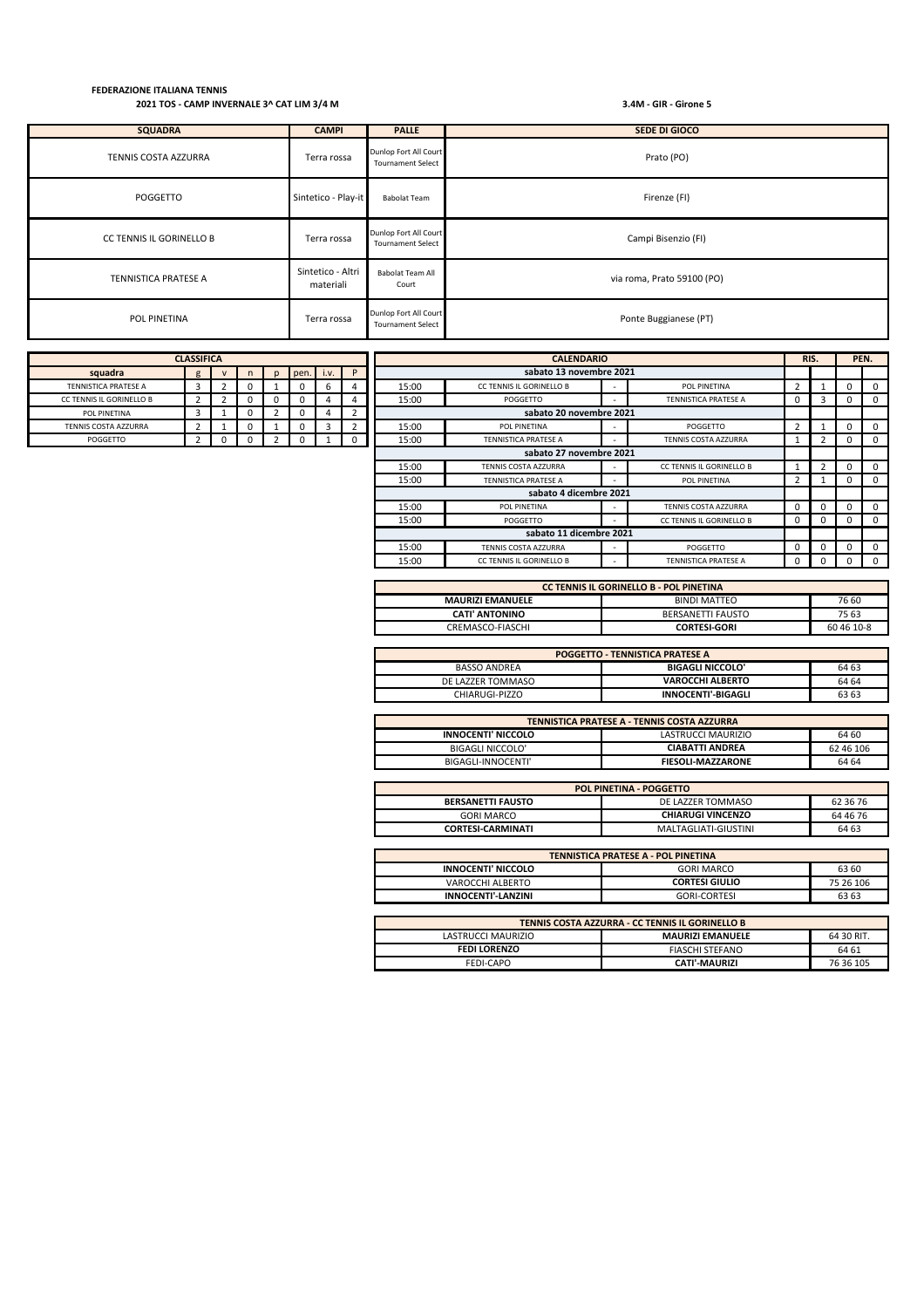**FEDERAZIONE ITALIANA TENNIS**

**2021 TOS - CAMP INVERNALE 3^ CAT LIM 3/4 M**

**3.4M - GIR - Girone 5**

| SQUADRA | CAMPI | PALLE | SEDE DI GIOCO |
|---|---|---|---|
| TENNIS COSTA AZZURRA | Terra rossa | Dunlop Fort All Court Tournament Select | Prato (PO) |
| POGGETTO | Sintetico - Play-it | Babolat Team | Firenze (FI) |
| CC TENNIS IL GORINELLO B | Terra rossa | Dunlop Fort All Court Tournament Select | Campi Bisenzio (FI) |
| TENNISTICA PRATESE A | Sintetico - Altri materiali | Babolat Team All Court | via roma, Prato 59100 (PO) |
| POL PINETINA | Terra rossa | Dunlop Fort All Court Tournament Select | Ponte Buggianese (PT) |

| CLASSIFICA | | | | | | | |
|---|---|---|---|---|---|---|---|
| **squadra** | g | v | n | p | pen. | i.v. | P |
| TENNISTICA PRATESE A | 3 | 2 | 0 | 1 | 0 | 6 | 4 |
| CC TENNIS IL GORINELLO B | 2 | 2 | 0 | 0 | 0 | 4 | 4 |
| POL PINETINA | 3 | 1 | 0 | 2 | 0 | 4 | 2 |
| TENNIS COSTA AZZURRA | 2 | 1 | 0 | 1 | 0 | 3 | 2 |
| POGGETTO | 2 | 0 | 0 | 2 | 0 | 1 | 0 |

| CALENDARIO | | | | RIS. | | PEN. | |
|---|---|---|---|---|---|---|---|
| **sabato 13 novembre 2021** | | | | | | | |
| 15:00 | CC TENNIS IL GORINELLO B | - | POL PINETINA | 2 | 1 | 0 | 0 |
| 15:00 | POGGETTO | - | TENNISTICA PRATESE A | 0 | 3 | 0 | 0 |
| **sabato 20 novembre 2021** | | | | | | | |
| 15:00 | POL PINETINA | - | POGGETTO | 2 | 1 | 0 | 0 |
| 15:00 | TENNISTICA PRATESE A | - | TENNIS COSTA AZZURRA | 1 | 2 | 0 | 0 |
| **sabato 27 novembre 2021** | | | | | | | |
| 15:00 | TENNIS COSTA AZZURRA | - | CC TENNIS IL GORINELLO B | 1 | 2 | 0 | 0 |
| 15:00 | TENNISTICA PRATESE A | - | POL PINETINA | 2 | 1 | 0 | 0 |
| **sabato 4 dicembre 2021** | | | | | | | |
| 15:00 | POL PINETINA | - | TENNIS COSTA AZZURRA | 0 | 0 | 0 | 0 |
| 15:00 | POGGETTO | - | CC TENNIS IL GORINELLO B | 0 | 0 | 0 | 0 |
| **sabato 11 dicembre 2021** | | | | | | | |
| 15:00 | TENNIS COSTA AZZURRA | - | POGGETTO | 0 | 0 | 0 | 0 |
| 15:00 | CC TENNIS IL GORINELLO B | - | TENNISTICA PRATESE A | 0 | 0 | 0 | 0 |

| CC TENNIS IL GORINELLO B - POL PINETINA | | |
|---|---|---|
| **MAURIZI EMANUELE** | BINDI MATTEO | 76 60 |
| **CATI' ANTONINO** | BERSANETTI FAUSTO | 75 63 |
| CREMASCO-FIASCHI | **CORTESI-GORI** | 60 46 10-8 |

| POGGETTO - TENNISTICA PRATESE A | | |
|---|---|---|
| BASSO ANDREA | **BIGAGLI NICCOLO'** | 64 63 |
| DE LAZZER TOMMASO | **VAROCCHI ALBERTO** | 64 64 |
| CHIARUGI-PIZZO | **INNOCENTI'-BIGAGLI** | 63 63 |

| TENNISTICA PRATESE A - TENNIS COSTA AZZURRA | | |
|---|---|---|
| **INNOCENTI' NICCOLO** | LASTRUCCI MAURIZIO | 64 60 |
| BIGAGLI NICCOLO' | **CIABATTI ANDREA** | 62 46 106 |
| BIGAGLI-INNOCENTI' | **FIESOLI-MAZZARONE** | 64 64 |

| POL PINETINA - POGGETTO | | |
|---|---|---|
| **BERSANETTI FAUSTO** | DE LAZZER TOMMASO | 62 36 76 |
| GORI MARCO | **CHIARUGI VINCENZO** | 64 46 76 |
| **CORTESI-CARMINATI** | MALTAGLIATI-GIUSTINI | 64 63 |

| TENNISTICA PRATESE A - POL PINETINA | | |
|---|---|---|
| **INNOCENTI' NICCOLO** | GORI MARCO | 63 60 |
| VAROCCHI ALBERTO | **CORTESI GIULIO** | 75 26 106 |
| **INNOCENTI'-LANZINI** | GORI-CORTESI | 63 63 |

| TENNIS COSTA AZZURRA - CC TENNIS IL GORINELLO B | | |
|---|---|---|
| LASTRUCCI MAURIZIO | **MAURIZI EMANUELE** | 64 30 RIT. |
| **FEDI LORENZO** | FIASCHI STEFANO | 64 61 |
| FEDI-CAPO | **CATI'-MAURIZI** | 76 36 105 |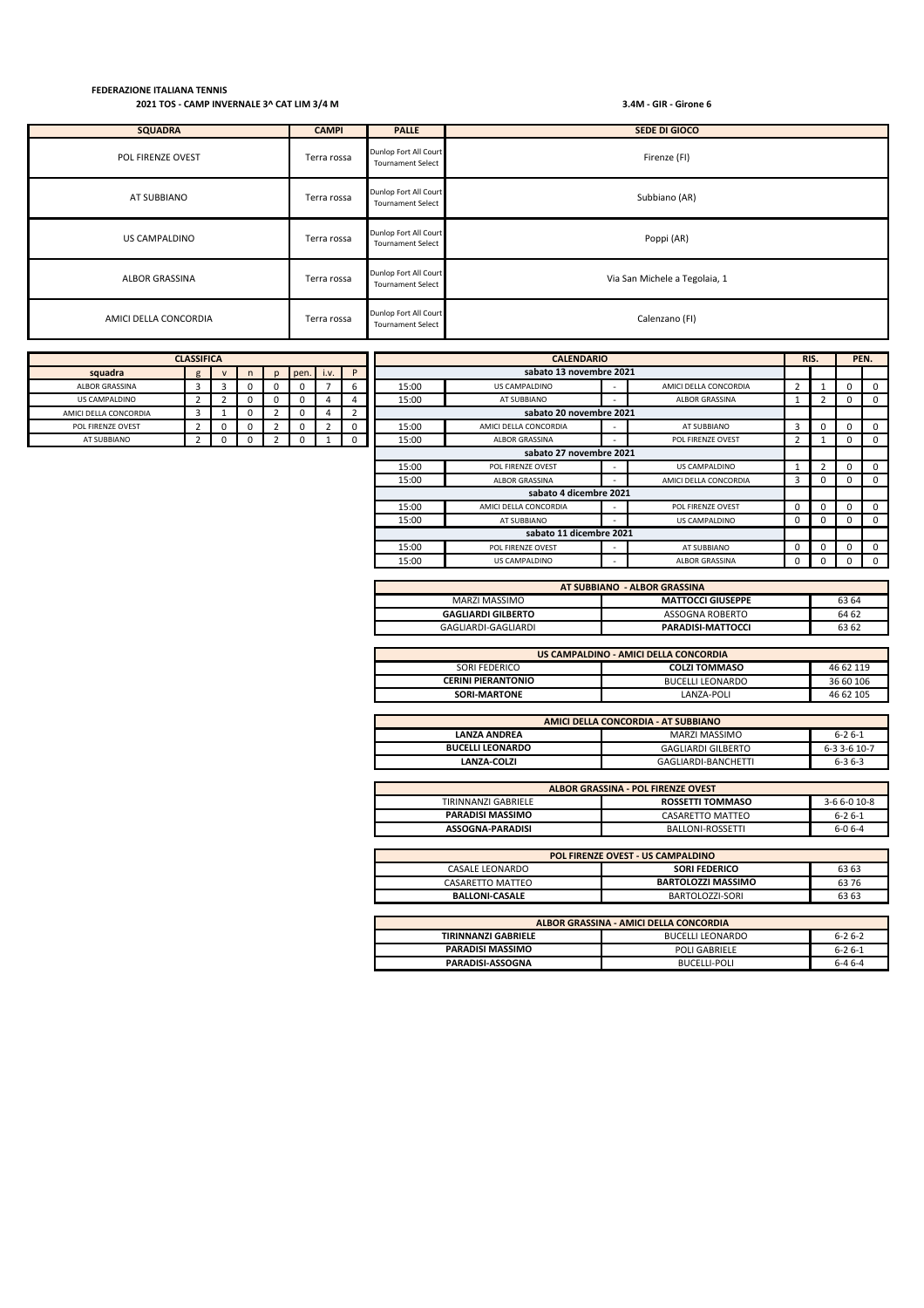**FEDERAZIONE ITALIANA TENNIS**

**2021 TOS - CAMP INVERNALE 3^ CAT LIM 3/4 M**

**3.4M - GIR - Girone 6**

| SQUADRA | CAMPI | PALLE | SEDE DI GIOCO |
|---|---|---|---|
| POL FIRENZE OVEST | Terra rossa | Dunlop Fort All Court Tournament Select | Firenze (FI) |
| AT SUBBIANO | Terra rossa | Dunlop Fort All Court Tournament Select | Subbiano (AR) |
| US CAMPALDINO | Terra rossa | Dunlop Fort All Court Tournament Select | Poppi (AR) |
| ALBOR GRASSINA | Terra rossa | Dunlop Fort All Court Tournament Select | Via San Michele a Tegolaia, 1 |
| AMICI DELLA CONCORDIA | Terra rossa | Dunlop Fort All Court Tournament Select | Calenzano (FI) |

| CLASSIFICA | | | | | | | |
|---|---|---|---|---|---|---|---|
| **squadra** | g | v | n | p | pen. | i.v. | P |
| ALBOR GRASSINA | 3 | 3 | 0 | 0 | 0 | 7 | 6 |
| US CAMPALDINO | 2 | 2 | 0 | 0 | 0 | 4 | 4 |
| AMICI DELLA CONCORDIA | 3 | 1 | 0 | 2 | 0 | 4 | 2 |
| POL FIRENZE OVEST | 2 | 0 | 0 | 2 | 0 | 2 | 0 |
| AT SUBBIANO | 2 | 0 | 0 | 2 | 0 | 1 | 0 |

| CALENDARIO | | | | RIS. | | PEN. | |
|---|---|---|---|---|---|---|---|
| **sabato 13 novembre 2021** | | | | | | | |
| 15:00 | US CAMPALDINO | - | AMICI DELLA CONCORDIA | 2 | 1 | 0 | 0 |
| 15:00 | AT SUBBIANO | - | ALBOR GRASSINA | 1 | 2 | 0 | 0 |
| **sabato 20 novembre 2021** | | | | | | | |
| 15:00 | AMICI DELLA CONCORDIA | - | AT SUBBIANO | 3 | 0 | 0 | 0 |
| 15:00 | ALBOR GRASSINA | - | POL FIRENZE OVEST | 2 | 1 | 0 | 0 |
| **sabato 27 novembre 2021** | | | | | | | |
| 15:00 | POL FIRENZE OVEST | - | US CAMPALDINO | 1 | 2 | 0 | 0 |
| 15:00 | ALBOR GRASSINA | - | AMICI DELLA CONCORDIA | 3 | 0 | 0 | 0 |
| **sabato 4 dicembre 2021** | | | | | | | |
| 15:00 | AMICI DELLA CONCORDIA | - | POL FIRENZE OVEST | 0 | 0 | 0 | 0 |
| 15:00 | AT SUBBIANO | - | US CAMPALDINO | 0 | 0 | 0 | 0 |
| **sabato 11 dicembre 2021** | | | | | | | |
| 15:00 | POL FIRENZE OVEST | - | AT SUBBIANO | 0 | 0 | 0 | 0 |
| 15:00 | US CAMPALDINO | - | ALBOR GRASSINA | 0 | 0 | 0 | 0 |

| AT SUBBIANO - ALBOR GRASSINA | | |
|---|---|---|
| MARZI MASSIMO | **MATTOCCI GIUSEPPE** | 63 64 |
| **GAGLIARDI GILBERTO** | ASSOGNA ROBERTO | 64 62 |
| GAGLIARDI-GAGLIARDI | **PARADISI-MATTOCCI** | 63 62 |

| US CAMPALDINO - AMICI DELLA CONCORDIA | | |
|---|---|---|
| SORI FEDERICO | **COLZI TOMMASO** | 46 62 119 |
| **CERINI PIERANTONIO** | BUCELLI LEONARDO | 36 60 106 |
| **SORI-MARTONE** | LANZA-POLI | 46 62 105 |

| AMICI DELLA CONCORDIA - AT SUBBIANO | | |
|---|---|---|
| **LANZA ANDREA** | MARZI MASSIMO | 6-2 6-1 |
| **BUCELLI LEONARDO** | GAGLIARDI GILBERTO | 6-3 3-6 10-7 |
| **LANZA-COLZI** | GAGLIARDI-BANCHETTI | 6-3 6-3 |

| ALBOR GRASSINA - POL FIRENZE OVEST | | |
|---|---|---|
| TIRINNANZI GABRIELE | **ROSSETTI TOMMASO** | 3-6 6-0 10-8 |
| **PARADISI MASSIMO** | CASARETTO MATTEO | 6-2 6-1 |
| **ASSOGNA-PARADISI** | BALLONI-ROSSETTI | 6-0 6-4 |

| POL FIRENZE OVEST - US CAMPALDINO | | |
|---|---|---|
| CASALE LEONARDO | **SORI FEDERICO** | 63 63 |
| CASARETTO MATTEO | **BARTOLOZZI MASSIMO** | 63 76 |
| **BALLONI-CASALE** | BARTOLOZZI-SORI | 63 63 |

| ALBOR GRASSINA - AMICI DELLA CONCORDIA | | |
|---|---|---|
| **TIRINNANZI GABRIELE** | BUCELLI LEONARDO | 6-2 6-2 |
| **PARADISI MASSIMO** | POLI GABRIELE | 6-2 6-1 |
| **PARADISI-ASSOGNA** | BUCELLI-POLI | 6-4 6-4 |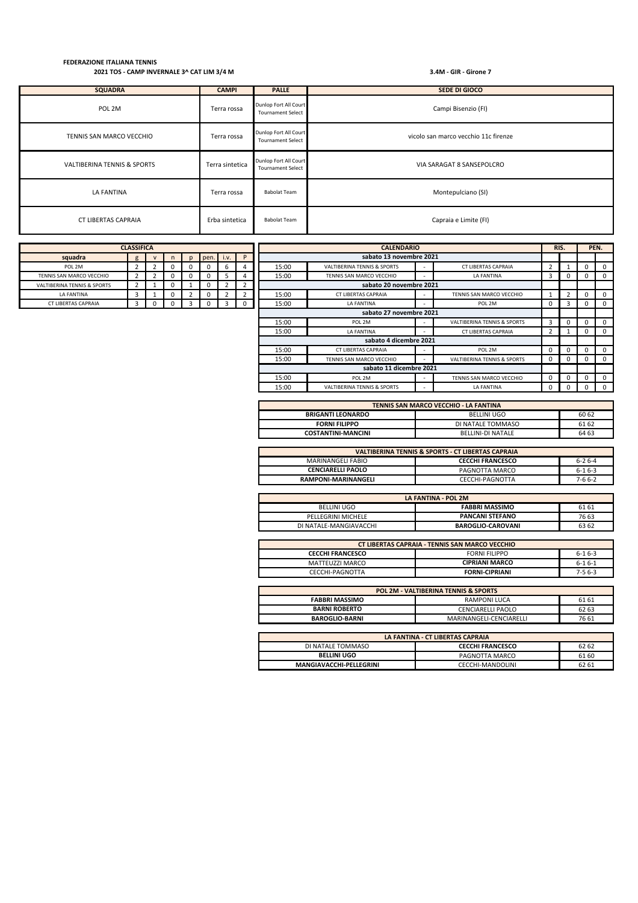**FEDERAZIONE ITALIANA TENNIS**

**2021 TOS - CAMP INVERNALE 3^ CAT LIM 3/4 M**

**3.4M - GIR - Girone 7**

| SQUADRA | CAMPI | PALLE | SEDE DI GIOCO |
|---|---|---|---|
| POL 2M | Terra rossa | Dunlop Fort All Court Tournament Select | Campi Bisenzio (FI) |
| TENNIS SAN MARCO VECCHIO | Terra rossa | Dunlop Fort All Court Tournament Select | vicolo san marco vecchio 11c firenze |
| VALTIBERINA TENNIS & SPORTS | Terra sintetica | Dunlop Fort All Court Tournament Select | VIA SARAGAT 8 SANSEPOLCRO |
| LA FANTINA | Terra rossa | Babolat Team | Montepulciano (SI) |
| CT LIBERTAS CAPRAIA | Erba sintetica | Babolat Team | Capraia e Limite (FI) |

| CLASSIFICA | | | | | | | |
|---|---|---|---|---|---|---|---|
| **squadra** | g | v | n | p | pen. | i.v. | P |
| POL 2M | 2 | 2 | 0 | 0 | 0 | 6 | 4 |
| TENNIS SAN MARCO VECCHIO | 2 | 2 | 0 | 0 | 0 | 5 | 4 |
| VALTIBERINA TENNIS & SPORTS | 2 | 1 | 0 | 1 | 0 | 2 | 2 |
| LA FANTINA | 3 | 1 | 0 | 2 | 0 | 2 | 2 |
| CT LIBERTAS CAPRAIA | 3 | 0 | 0 | 3 | 0 | 3 | 0 |

| CALENDARIO | | | | RIS. | | PEN. | |
|---|---|---|---|---|---|---|---|
| **sabato 13 novembre 2021** | | | | | | | |
| 15:00 | VALTIBERINA TENNIS & SPORTS | - | CT LIBERTAS CAPRAIA | 2 | 1 | 0 | 0 |
| 15:00 | TENNIS SAN MARCO VECCHIO | - | LA FANTINA | 3 | 0 | 0 | 0 |
| **sabato 20 novembre 2021** | | | | | | | |
| 15:00 | CT LIBERTAS CAPRAIA | - | TENNIS SAN MARCO VECCHIO | 1 | 2 | 0 | 0 |
| 15:00 | LA FANTINA | - | POL 2M | 0 | 3 | 0 | 0 |
| **sabato 27 novembre 2021** | | | | | | | |
| 15:00 | POL 2M | - | VALTIBERINA TENNIS & SPORTS | 3 | 0 | 0 | 0 |
| 15:00 | LA FANTINA | - | CT LIBERTAS CAPRAIA | 2 | 1 | 0 | 0 |
| **sabato 4 dicembre 2021** | | | | | | | |
| 15:00 | CT LIBERTAS CAPRAIA | - | POL 2M | 0 | 0 | 0 | 0 |
| 15:00 | TENNIS SAN MARCO VECCHIO | - | VALTIBERINA TENNIS & SPORTS | 0 | 0 | 0 | 0 |
| **sabato 11 dicembre 2021** | | | | | | | |
| 15:00 | POL 2M | - | TENNIS SAN MARCO VECCHIO | 0 | 0 | 0 | 0 |
| 15:00 | VALTIBERINA TENNIS & SPORTS | - | LA FANTINA | 0 | 0 | 0 | 0 |

| TENNIS SAN MARCO VECCHIO - LA FANTINA | | |
|---|---|---|
| **BRIGANTI LEONARDO** | BELLINI UGO | 60 62 |
| **FORNI FILIPPO** | DI NATALE TOMMASO | 61 62 |
| **COSTANTINI-MANCINI** | BELLINI-DI NATALE | 64 63 |

| VALTIBERINA TENNIS & SPORTS - CT LIBERTAS CAPRAIA | | |
|---|---|---|
| MARINANGELI FABIO | **CECCHI FRANCESCO** | 6-2 6-4 |
| **CENCIARELLI PAOLO** | PAGNOTTA MARCO | 6-1 6-3 |
| **RAMPONI-MARINANGELI** | CECCHI-PAGNOTTA | 7-6 6-2 |

| LA FANTINA - POL 2M | | |
|---|---|---|
| BELLINI UGO | **FABBRI MASSIMO** | 61 61 |
| PELLEGRINI MICHELE | **PANCANI STEFANO** | 76 63 |
| DI NATALE-MANGIAVACCHI | **BAROGLIO-CAROVANI** | 63 62 |

| CT LIBERTAS CAPRAIA - TENNIS SAN MARCO VECCHIO | | |
|---|---|---|
| **CECCHI FRANCESCO** | FORNI FILIPPO | 6-1 6-3 |
| MATTEUZZI MARCO | **CIPRIANI MARCO** | 6-1 6-1 |
| CECCHI-PAGNOTTA | **FORNI-CIPRIANI** | 7-5 6-3 |

| POL 2M - VALTIBERINA TENNIS & SPORTS | | |
|---|---|---|
| **FABBRI MASSIMO** | RAMPONI LUCA | 61 61 |
| **BARNI ROBERTO** | CENCIARELLI PAOLO | 62 63 |
| **BAROGLIO-BARNI** | MARINANGELI-CENCIARELLI | 76 61 |

| LA FANTINA - CT LIBERTAS CAPRAIA | | |
|---|---|---|
| DI NATALE TOMMASO | **CECCHI FRANCESCO** | 62 62 |
| **BELLINI UGO** | PAGNOTTA MARCO | 61 60 |
| **MANGIAVACCHI-PELLEGRINI** | CECCHI-MANDOLINI | 62 61 |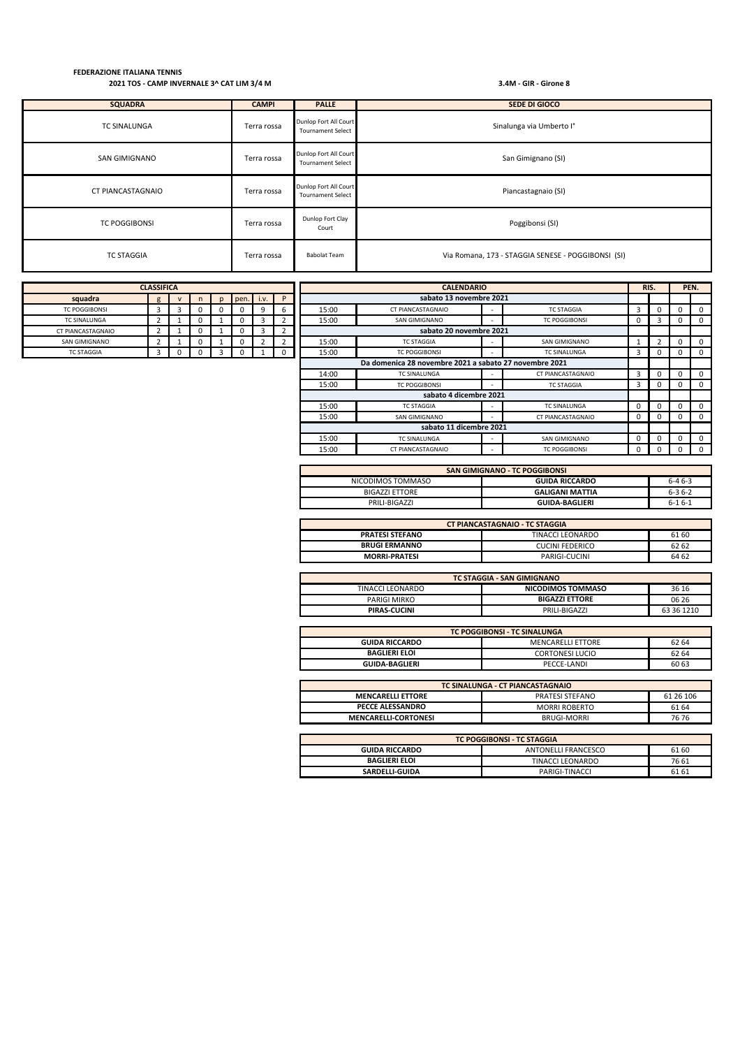**FEDERAZIONE ITALIANA TENNIS**

**2021 TOS - CAMP INVERNALE 3^ CAT LIM 3/4 M**

**3.4M - GIR - Girone 8**

| SQUADRA | CAMPI | PALLE | SEDE DI GIOCO |
|---|---|---|---|
| TC SINALUNGA | Terra rossa | Dunlop Fort All Court Tournament Select | Sinalunga via Umberto I° |
| SAN GIMIGNANO | Terra rossa | Dunlop Fort All Court Tournament Select | San Gimignano (SI) |
| CT PIANCASTAGNAIO | Terra rossa | Dunlop Fort All Court Tournament Select | Piancastagnaio (SI) |
| TC POGGIBONSI | Terra rossa | Dunlop Fort Clay Court | Poggibonsi (SI) |
| TC STAGGIA | Terra rossa | Babolat Team | Via Romana, 173 - STAGGIA SENESE - POGGIBONSI (SI) |

**CLASSIFICA**

| squadra | g | v | n | p | pen. | i.v. | P |
|---|---|---|---|---|---|---|---|
| TC POGGIBONSI | 3 | 3 | 0 | 0 | 0 | 9 | 6 |
| TC SINALUNGA | 2 | 1 | 0 | 1 | 0 | 3 | 2 |
| CT PIANCASTAGNAIO | 2 | 1 | 0 | 1 | 0 | 3 | 2 |
| SAN GIMIGNANO | 2 | 1 | 0 | 1 | 0 | 2 | 2 |
| TC STAGGIA | 3 | 0 | 0 | 3 | 0 | 1 | 0 |

**CALENDARIO**

| | | | | RIS. | | PEN. | |
|---|---|---|---|---|---|---|---|
| **sabato 13 novembre 2021** | | | | | | | |
| 15:00 | CT PIANCASTAGNAIO | - | TC STAGGIA | 3 | 0 | 0 | 0 |
| 15:00 | SAN GIMIGNANO | - | TC POGGIBONSI | 0 | 3 | 0 | 0 |
| **sabato 20 novembre 2021** | | | | | | | |
| 15:00 | TC STAGGIA | - | SAN GIMIGNANO | 1 | 2 | 0 | 0 |
| 15:00 | TC POGGIBONSI | - | TC SINALUNGA | 3 | 0 | 0 | 0 |
| **Da domenica 28 novembre 2021 a sabato 27 novembre 2021** | | | | | | | |
| 14:00 | TC SINALUNGA | - | CT PIANCASTAGNAIO | 3 | 0 | 0 | 0 |
| 15:00 | TC POGGIBONSI | - | TC STAGGIA | 3 | 0 | 0 | 0 |
| **sabato 4 dicembre 2021** | | | | | | | |
| 15:00 | TC STAGGIA | - | TC SINALUNGA | 0 | 0 | 0 | 0 |
| 15:00 | SAN GIMIGNANO | - | CT PIANCASTAGNAIO | 0 | 0 | 0 | 0 |
| **sabato 11 dicembre 2021** | | | | | | | |
| 15:00 | TC SINALUNGA | - | SAN GIMIGNANO | 0 | 0 | 0 | 0 |
| 15:00 | CT PIANCASTAGNAIO | - | TC POGGIBONSI | 0 | 0 | 0 | 0 |

| SAN GIMIGNANO - TC POGGIBONSI | | |
|---|---|---|
| NICODIMOS TOMMASO | **GUIDA RICCARDO** | 6-4 6-3 |
| BIGAZZI ETTORE | **GALIGANI MATTIA** | 6-3 6-2 |
| PRILI-BIGAZZI | **GUIDA-BAGLIERI** | 6-1 6-1 |

| CT PIANCASTAGNAIO - TC STAGGIA | | |
|---|---|---|
| **PRATESI STEFANO** | TINACCI LEONARDO | 61 60 |
| **BRUGI ERMANNO** | CUCINI FEDERICO | 62 62 |
| **MORRI-PRATESI** | PARIGI-CUCINI | 64 62 |

| TC STAGGIA - SAN GIMIGNANO | | |
|---|---|---|
| TINACCI LEONARDO | **NICODIMOS TOMMASO** | 36 16 |
| PARIGI MIRKO | **BIGAZZI ETTORE** | 06 26 |
| **PIRAS-CUCINI** | PRILI-BIGAZZI | 63 36 1210 |

| TC POGGIBONSI - TC SINALUNGA | | |
|---|---|---|
| **GUIDA RICCARDO** | MENCARELLI ETTORE | 62 64 |
| **BAGLIERI ELOI** | CORTONESI LUCIO | 62 64 |
| **GUIDA-BAGLIERI** | PECCE-LANDI | 60 63 |

| TC SINALUNGA - CT PIANCASTAGNAIO | | |
|---|---|---|
| **MENCARELLI ETTORE** | PRATESI STEFANO | 61 26 106 |
| **PECCE ALESSANDRO** | MORRI ROBERTO | 61 64 |
| **MENCARELLI-CORTONESI** | BRUGI-MORRI | 76 76 |

| TC POGGIBONSI - TC STAGGIA | | |
|---|---|---|
| **GUIDA RICCARDO** | ANTONELLI FRANCESCO | 61 60 |
| **BAGLIERI ELOI** | TINACCI LEONARDO | 76 61 |
| **SARDELLI-GUIDA** | PARIGI-TINACCI | 61 61 |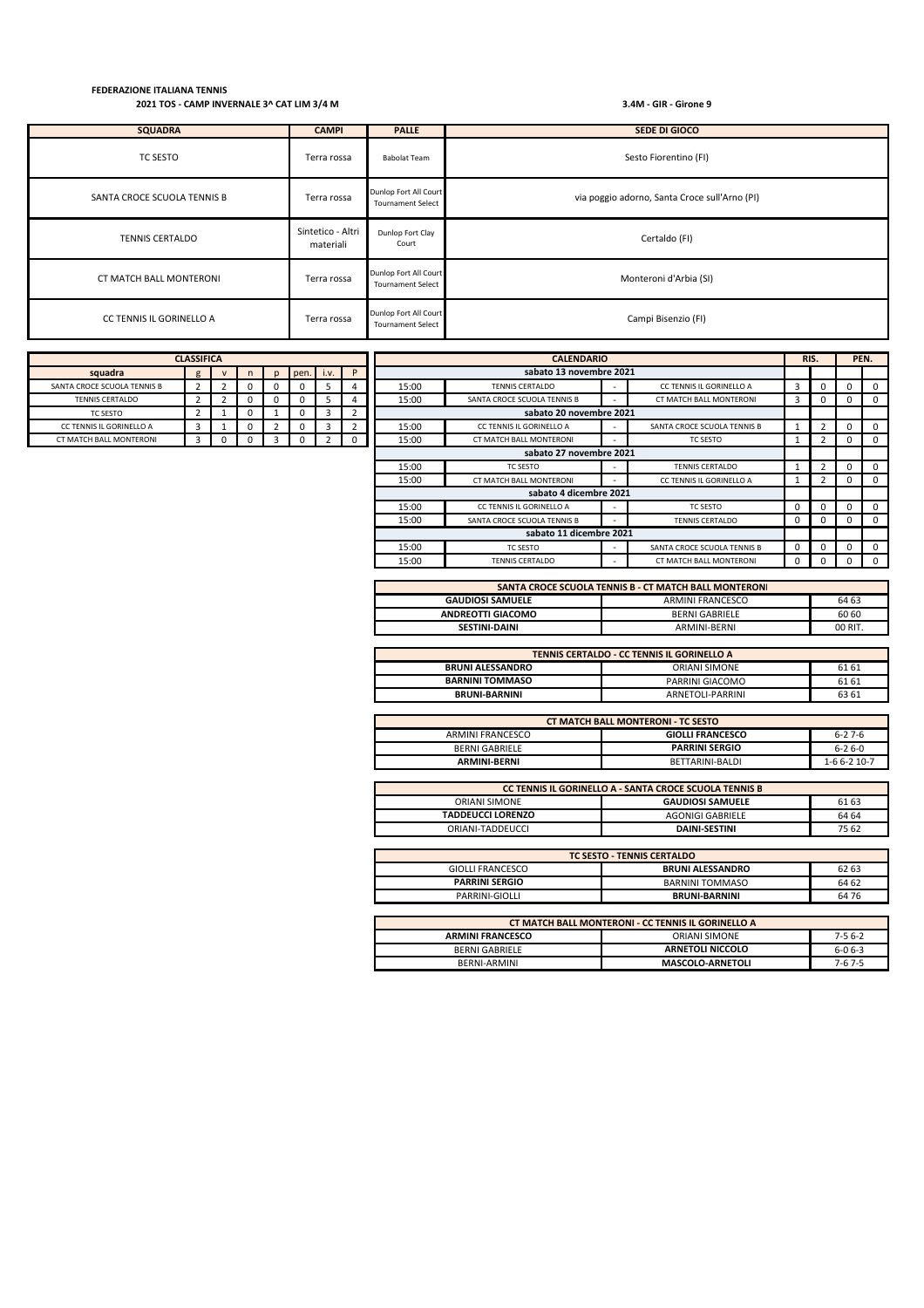**FEDERAZIONE ITALIANA TENNIS**

**2021 TOS - CAMP INVERNALE 3^ CAT LIM 3/4 M**

**3.4M - GIR - Girone 9**

| SQUADRA | CAMPI | PALLE | SEDE DI GIOCO |
|---|---|---|---|
| TC SESTO | Terra rossa | Babolat Team | Sesto Fiorentino (FI) |
| SANTA CROCE SCUOLA TENNIS B | Terra rossa | Dunlop Fort All Court Tournament Select | via poggio adorno, Santa Croce sull'Arno (PI) |
| TENNIS CERTALDO | Sintetico - Altri materiali | Dunlop Fort Clay Court | Certaldo (FI) |
| CT MATCH BALL MONTERONI | Terra rossa | Dunlop Fort All Court Tournament Select | Monteroni d'Arbia (SI) |
| CC TENNIS IL GORINELLO A | Terra rossa | Dunlop Fort All Court Tournament Select | Campi Bisenzio (FI) |

**CLASSIFICA**

| squadra | g | v | n | p | pen. | i.v. | P |
|---|---|---|---|---|---|---|---|
| SANTA CROCE SCUOLA TENNIS B | 2 | 2 | 0 | 0 | 0 | 5 | 4 |
| TENNIS CERTALDO | 2 | 2 | 0 | 0 | 0 | 5 | 4 |
| TC SESTO | 2 | 1 | 0 | 1 | 0 | 3 | 2 |
| CC TENNIS IL GORINELLO A | 3 | 1 | 0 | 2 | 0 | 3 | 2 |
| CT MATCH BALL MONTERONI | 3 | 0 | 0 | 3 | 0 | 2 | 0 |

**CALENDARIO**

| | | | | RIS. | | PEN. | |
|---|---|---|---|---|---|---|---|
| **sabato 13 novembre 2021** | | | | | | | |
| 15:00 | TENNIS CERTALDO | - | CC TENNIS IL GORINELLO A | 3 | 0 | 0 | 0 |
| 15:00 | SANTA CROCE SCUOLA TENNIS B | - | CT MATCH BALL MONTERONI | 3 | 0 | 0 | 0 |
| **sabato 20 novembre 2021** | | | | | | | |
| 15:00 | CC TENNIS IL GORINELLO A | - | SANTA CROCE SCUOLA TENNIS B | 1 | 2 | 0 | 0 |
| 15:00 | CT MATCH BALL MONTERONI | - | TC SESTO | 1 | 2 | 0 | 0 |
| **sabato 27 novembre 2021** | | | | | | | |
| 15:00 | TC SESTO | - | TENNIS CERTALDO | 1 | 2 | 0 | 0 |
| 15:00 | CT MATCH BALL MONTERONI | - | CC TENNIS IL GORINELLO A | 1 | 2 | 0 | 0 |
| **sabato 4 dicembre 2021** | | | | | | | |
| 15:00 | CC TENNIS IL GORINELLO A | - | TC SESTO | 0 | 0 | 0 | 0 |
| 15:00 | SANTA CROCE SCUOLA TENNIS B | - | TENNIS CERTALDO | 0 | 0 | 0 | 0 |
| **sabato 11 dicembre 2021** | | | | | | | |
| 15:00 | TC SESTO | - | SANTA CROCE SCUOLA TENNIS B | 0 | 0 | 0 | 0 |
| 15:00 | TENNIS CERTALDO | - | CT MATCH BALL MONTERONI | 0 | 0 | 0 | 0 |

| SANTA CROCE SCUOLA TENNIS B - CT MATCH BALL MONTERONI | | |
|---|---|---|
| **GAUDIOSI SAMUELE** | ARMINI FRANCESCO | 64 63 |
| **ANDREOTTI GIACOMO** | BERNI GABRIELE | 60 60 |
| **SESTINI-DAINI** | ARMINI-BERNI | 00 RIT. |

| TENNIS CERTALDO - CC TENNIS IL GORINELLO A | | |
|---|---|---|
| **BRUNI ALESSANDRO** | ORIANI SIMONE | 61 61 |
| **BARNINI TOMMASO** | PARRINI GIACOMO | 61 61 |
| **BRUNI-BARNINI** | ARNETOLI-PARRINI | 63 61 |

| CT MATCH BALL MONTERONI - TC SESTO | | |
|---|---|---|
| ARMINI FRANCESCO | **GIOLLI FRANCESCO** | 6-2 7-6 |
| BERNI GABRIELE | **PARRINI SERGIO** | 6-2 6-0 |
| **ARMINI-BERNI** | BETTARINI-BALDI | 1-6 6-2 10-7 |

| CC TENNIS IL GORINELLO A - SANTA CROCE SCUOLA TENNIS B | | |
|---|---|---|
| ORIANI SIMONE | **GAUDIOSI SAMUELE** | 61 63 |
| **TADDEUCCI LORENZO** | AGONIGI GABRIELE | 64 64 |
| ORIANI-TADDEUCCI | **DAINI-SESTINI** | 75 62 |

| TC SESTO - TENNIS CERTALDO | | |
|---|---|---|
| GIOLLI FRANCESCO | **BRUNI ALESSANDRO** | 62 63 |
| **PARRINI SERGIO** | BARNINI TOMMASO | 64 62 |
| PARRINI-GIOLLI | **BRUNI-BARNINI** | 64 76 |

| CT MATCH BALL MONTERONI - CC TENNIS IL GORINELLO A | | |
|---|---|---|
| **ARMINI FRANCESCO** | ORIANI SIMONE | 7-5 6-2 |
| BERNI GABRIELE | **ARNETOLI NICCOLO** | 6-0 6-3 |
| BERNI-ARMINI | **MASCOLO-ARNETOLI** | 7-6 7-5 |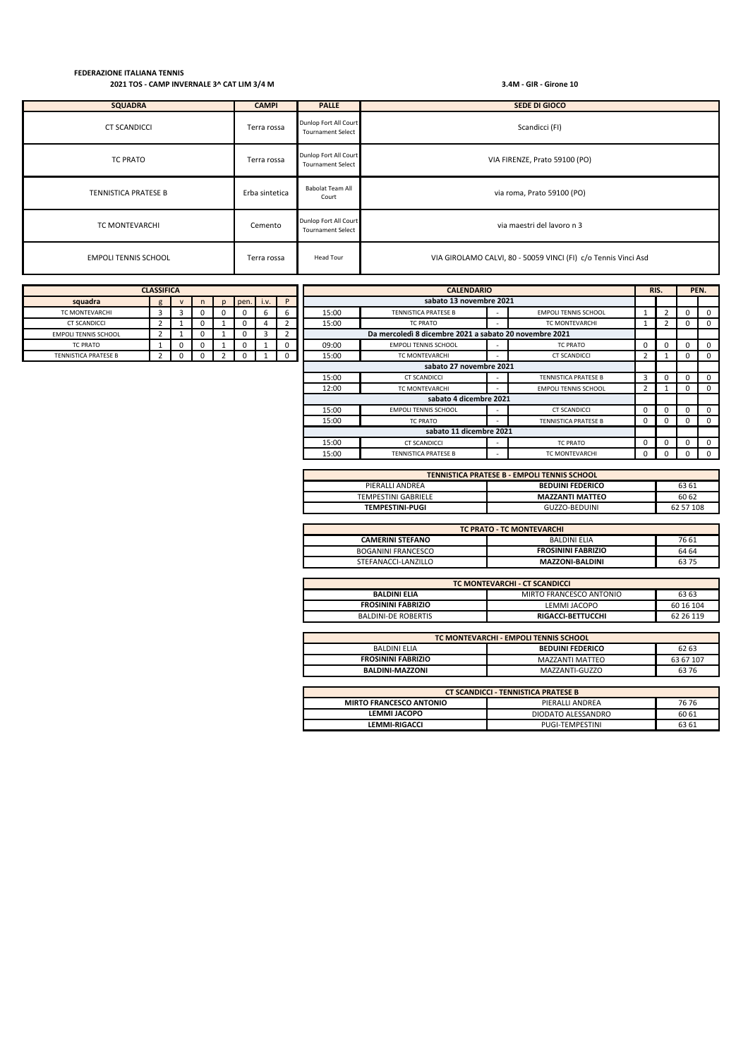**FEDERAZIONE ITALIANA TENNIS**

**2021 TOS - CAMP INVERNALE 3^ CAT LIM 3/4 M**

**3.4M - GIR - Girone 10**

| SQUADRA | CAMPI | PALLE | SEDE DI GIOCO |
|---|---|---|---|
| CT SCANDICCI | Terra rossa | Dunlop Fort All Court Tournament Select | Scandicci (FI) |
| TC PRATO | Terra rossa | Dunlop Fort All Court Tournament Select | VIA FIRENZE, Prato 59100 (PO) |
| TENNISTICA PRATESE B | Erba sintetica | Babolat Team All Court | via roma, Prato 59100 (PO) |
| TC MONTEVARCHI | Cemento | Dunlop Fort All Court Tournament Select | via maestri del lavoro n 3 |
| EMPOLI TENNIS SCHOOL | Terra rossa | Head Tour | VIA GIROLAMO CALVI, 80 - 50059 VINCI (FI) c/o Tennis Vinci Asd |

**CLASSIFICA**

| squadra | g | v | n | p | pen. | i.v. | P |
|---|---|---|---|---|---|---|---|
| TC MONTEVARCHI | 3 | 3 | 0 | 0 | 0 | 6 | 6 |
| CT SCANDICCI | 2 | 1 | 0 | 1 | 0 | 4 | 2 |
| EMPOLI TENNIS SCHOOL | 2 | 1 | 0 | 1 | 0 | 3 | 2 |
| TC PRATO | 1 | 0 | 0 | 1 | 0 | 1 | 0 |
| TENNISTICA PRATESE B | 2 | 0 | 0 | 2 | 0 | 1 | 0 |

**CALENDARIO**

| | | | | RIS. | | PEN. | |
|---|---|---|---|---|---|---|---|
| **sabato 13 novembre 2021** | | | | | | | |
| 15:00 | TENNISTICA PRATESE B | - | EMPOLI TENNIS SCHOOL | 1 | 2 | 0 | 0 |
| 15:00 | TC PRATO | - | TC MONTEVARCHI | 1 | 2 | 0 | 0 |
| **Da mercoledì 8 dicembre 2021 a sabato 20 novembre 2021** | | | | | | | |
| 09:00 | EMPOLI TENNIS SCHOOL | - | TC PRATO | 0 | 0 | 0 | 0 |
| 15:00 | TC MONTEVARCHI | - | CT SCANDICCI | 2 | 1 | 0 | 0 |
| **sabato 27 novembre 2021** | | | | | | | |
| 15:00 | CT SCANDICCI | - | TENNISTICA PRATESE B | 3 | 0 | 0 | 0 |
| 12:00 | TC MONTEVARCHI | - | EMPOLI TENNIS SCHOOL | 2 | 1 | 0 | 0 |
| **sabato 4 dicembre 2021** | | | | | | | |
| 15:00 | EMPOLI TENNIS SCHOOL | - | CT SCANDICCI | 0 | 0 | 0 | 0 |
| 15:00 | TC PRATO | - | TENNISTICA PRATESE B | 0 | 0 | 0 | 0 |
| **sabato 11 dicembre 2021** | | | | | | | |
| 15:00 | CT SCANDICCI | - | TC PRATO | 0 | 0 | 0 | 0 |
| 15:00 | TENNISTICA PRATESE B | - | TC MONTEVARCHI | 0 | 0 | 0 | 0 |

| TENNISTICA PRATESE B - EMPOLI TENNIS SCHOOL | | |
|---|---|---|
| PIERALLI ANDREA | **BEDUINI FEDERICO** | 63 61 |
| TEMPESTINI GABRIELE | **MAZZANTI MATTEO** | 60 62 |
| **TEMPESTINI-PUGI** | GUZZO-BEDUINI | 62 57 108 |

| TC PRATO - TC MONTEVARCHI | | |
|---|---|---|
| **CAMERINI STEFANO** | BALDINI ELIA | 76 61 |
| BOGANINI FRANCESCO | **FROSININI FABRIZIO** | 64 64 |
| STEFANACCI-LANZILLO | **MAZZONI-BALDINI** | 63 75 |

| TC MONTEVARCHI - CT SCANDICCI | | |
|---|---|---|
| **BALDINI ELIA** | MIRTO FRANCESCO ANTONIO | 63 63 |
| **FROSININI FABRIZIO** | LEMMI JACOPO | 60 16 104 |
| BALDINI-DE ROBERTIS | **RIGACCI-BETTUCCHI** | 62 26 119 |

| TC MONTEVARCHI - EMPOLI TENNIS SCHOOL | | |
|---|---|---|
| BALDINI ELIA | **BEDUINI FEDERICO** | 62 63 |
| **FROSININI FABRIZIO** | MAZZANTI MATTEO | 63 67 107 |
| **BALDINI-MAZZONI** | MAZZANTI-GUZZO | 63 76 |

| CT SCANDICCI - TENNISTICA PRATESE B | | |
|---|---|---|
| **MIRTO FRANCESCO ANTONIO** | PIERALLI ANDREA | 76 76 |
| **LEMMI JACOPO** | DIODATO ALESSANDRO | 60 61 |
| **LEMMI-RIGACCI** | PUGI-TEMPESTINI | 63 61 |